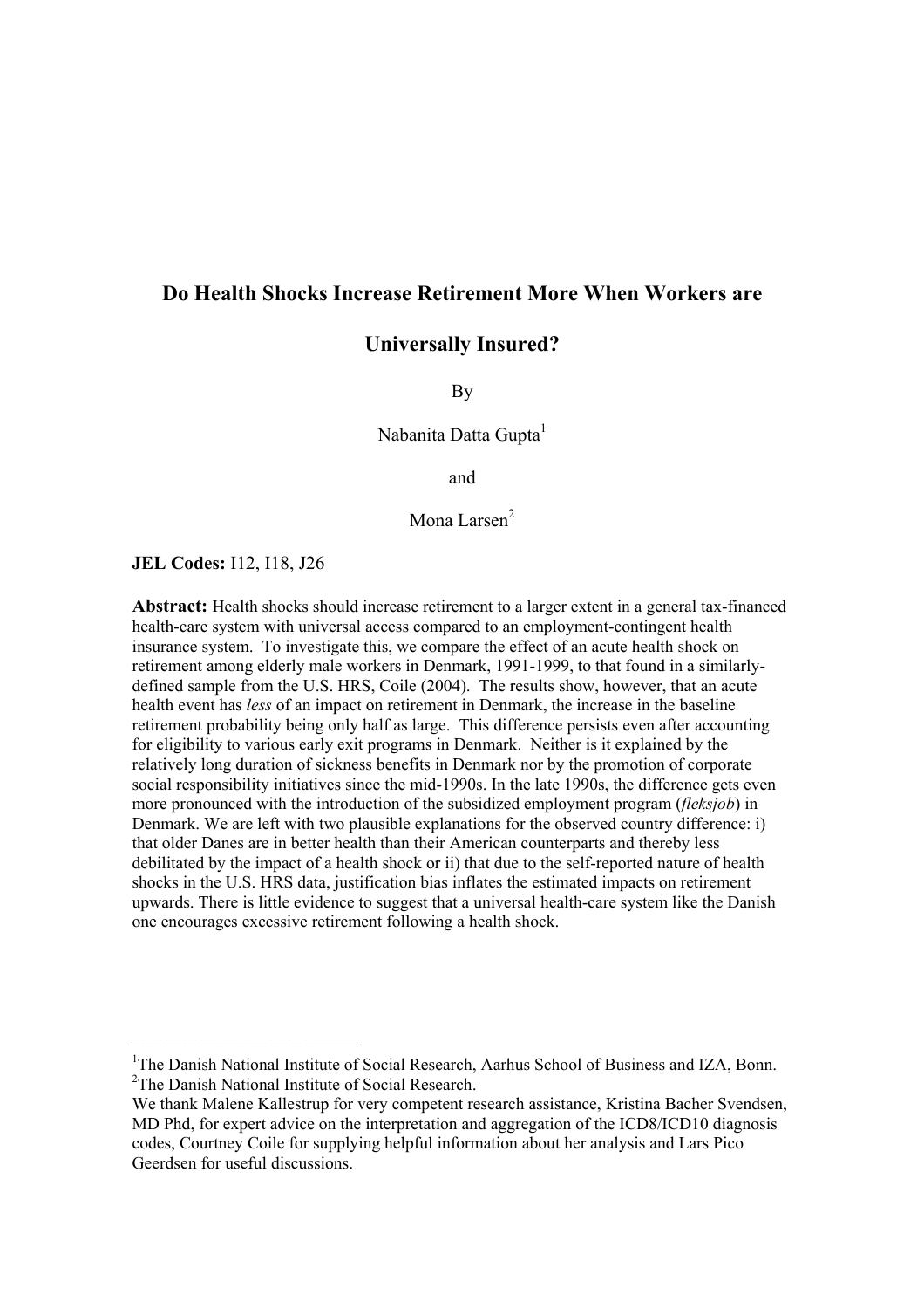# Do Health Shocks Increase Retirement More When Workers are Universally Insured?

By

Nabanita Datta Gupta[1]

and

Mona Larsen[2]

**JEL Codes:** I12, I18, J26

**Abstract:** Health shocks should increase retirement to a larger extent in a general tax-financed health-care system with universal access compared to an employment-contingent health insurance system. To investigate this, we compare the effect of an acute health shock on retirement among elderly male workers in Denmark, 1991-1999, to that found in a similarly-defined sample from the U.S. HRS, Coile (2004). The results show, however, that an acute health event has *less* of an impact on retirement in Denmark, the increase in the baseline retirement probability being only half as large. This difference persists even after accounting for eligibility to various early exit programs in Denmark. Neither is it explained by the relatively long duration of sickness benefits in Denmark nor by the promotion of corporate social responsibility initiatives since the mid-1990s. In the late 1990s, the difference gets even more pronounced with the introduction of the subsidized employment program (*fleksjob*) in Denmark. We are left with two plausible explanations for the observed country difference: i) that older Danes are in better health than their American counterparts and thereby less debilitated by the impact of a health shock or ii) that due to the self-reported nature of health shocks in the U.S. HRS data, justification bias inflates the estimated impacts on retirement upwards. There is little evidence to suggest that a universal health-care system like the Danish one encourages excessive retirement following a health shock.

---

[1]The Danish National Institute of Social Research, Aarhus School of Business and IZA, Bonn.
[2]The Danish National Institute of Social Research.
We thank Malene Kallestrup for very competent research assistance, Kristina Bacher Svendsen, MD Phd, for expert advice on the interpretation and aggregation of the ICD8/ICD10 diagnosis codes, Courtney Coile for supplying helpful information about her analysis and Lars Pico Geerdsen for useful discussions.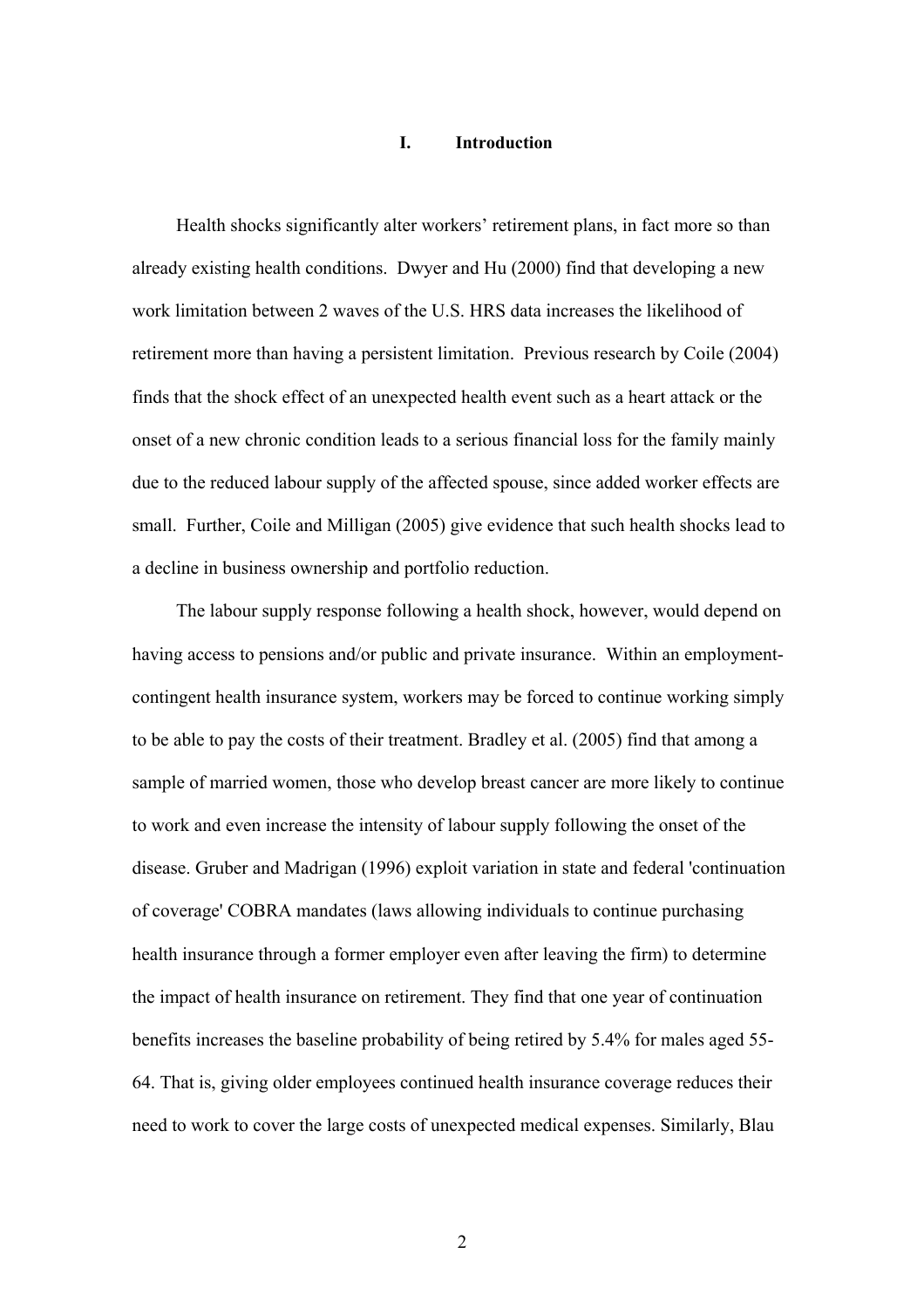# I. Introduction

Health shocks significantly alter workers' retirement plans, in fact more so than already existing health conditions. Dwyer and Hu (2000) find that developing a new work limitation between 2 waves of the U.S. HRS data increases the likelihood of retirement more than having a persistent limitation. Previous research by Coile (2004) finds that the shock effect of an unexpected health event such as a heart attack or the onset of a new chronic condition leads to a serious financial loss for the family mainly due to the reduced labour supply of the affected spouse, since added worker effects are small. Further, Coile and Milligan (2005) give evidence that such health shocks lead to a decline in business ownership and portfolio reduction.

The labour supply response following a health shock, however, would depend on having access to pensions and/or public and private insurance. Within an employment-contingent health insurance system, workers may be forced to continue working simply to be able to pay the costs of their treatment. Bradley et al. (2005) find that among a sample of married women, those who develop breast cancer are more likely to continue to work and even increase the intensity of labour supply following the onset of the disease. Gruber and Madrigan (1996) exploit variation in state and federal 'continuation of coverage' COBRA mandates (laws allowing individuals to continue purchasing health insurance through a former employer even after leaving the firm) to determine the impact of health insurance on retirement. They find that one year of continuation benefits increases the baseline probability of being retired by 5.4% for males aged 55-64. That is, giving older employees continued health insurance coverage reduces their need to work to cover the large costs of unexpected medical expenses. Similarly, Blau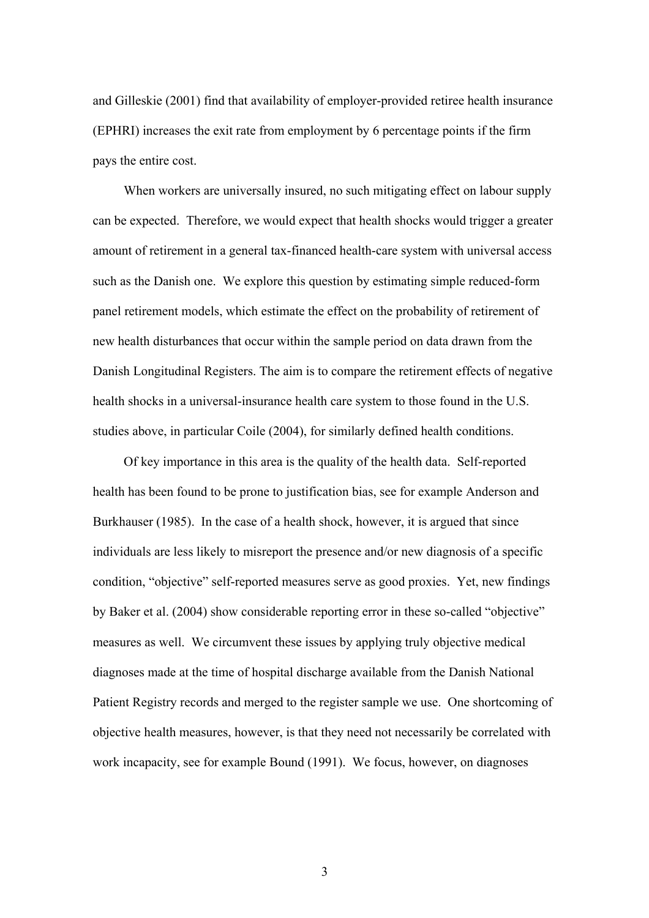and Gilleskie (2001) find that availability of employer-provided retiree health insurance (EPHRI) increases the exit rate from employment by 6 percentage points if the firm pays the entire cost.

When workers are universally insured, no such mitigating effect on labour supply can be expected. Therefore, we would expect that health shocks would trigger a greater amount of retirement in a general tax-financed health-care system with universal access such as the Danish one. We explore this question by estimating simple reduced-form panel retirement models, which estimate the effect on the probability of retirement of new health disturbances that occur within the sample period on data drawn from the Danish Longitudinal Registers. The aim is to compare the retirement effects of negative health shocks in a universal-insurance health care system to those found in the U.S. studies above, in particular Coile (2004), for similarly defined health conditions.

Of key importance in this area is the quality of the health data. Self-reported health has been found to be prone to justification bias, see for example Anderson and Burkhauser (1985). In the case of a health shock, however, it is argued that since individuals are less likely to misreport the presence and/or new diagnosis of a specific condition, "objective" self-reported measures serve as good proxies. Yet, new findings by Baker et al. (2004) show considerable reporting error in these so-called "objective" measures as well. We circumvent these issues by applying truly objective medical diagnoses made at the time of hospital discharge available from the Danish National Patient Registry records and merged to the register sample we use. One shortcoming of objective health measures, however, is that they need not necessarily be correlated with work incapacity, see for example Bound (1991). We focus, however, on diagnoses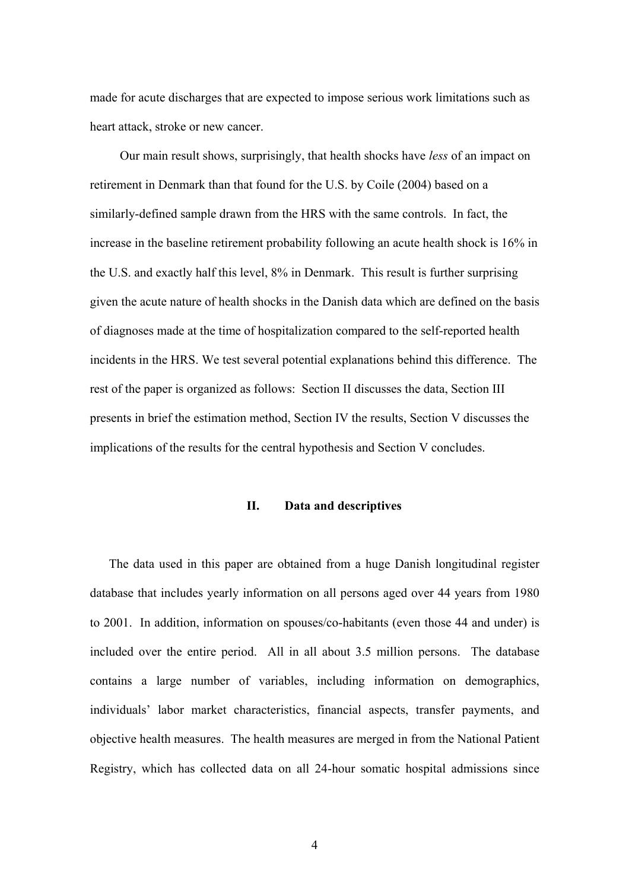made for acute discharges that are expected to impose serious work limitations such as heart attack, stroke or new cancer.

Our main result shows, surprisingly, that health shocks have *less* of an impact on retirement in Denmark than that found for the U.S. by Coile (2004) based on a similarly-defined sample drawn from the HRS with the same controls. In fact, the increase in the baseline retirement probability following an acute health shock is 16% in the U.S. and exactly half this level, 8% in Denmark. This result is further surprising given the acute nature of health shocks in the Danish data which are defined on the basis of diagnoses made at the time of hospitalization compared to the self-reported health incidents in the HRS. We test several potential explanations behind this difference. The rest of the paper is organized as follows: Section II discusses the data, Section III presents in brief the estimation method, Section IV the results, Section V discusses the implications of the results for the central hypothesis and Section V concludes.

## II. Data and descriptives

The data used in this paper are obtained from a huge Danish longitudinal register database that includes yearly information on all persons aged over 44 years from 1980 to 2001. In addition, information on spouses/co-habitants (even those 44 and under) is included over the entire period. All in all about 3.5 million persons. The database contains a large number of variables, including information on demographics, individuals' labor market characteristics, financial aspects, transfer payments, and objective health measures. The health measures are merged in from the National Patient Registry, which has collected data on all 24-hour somatic hospital admissions since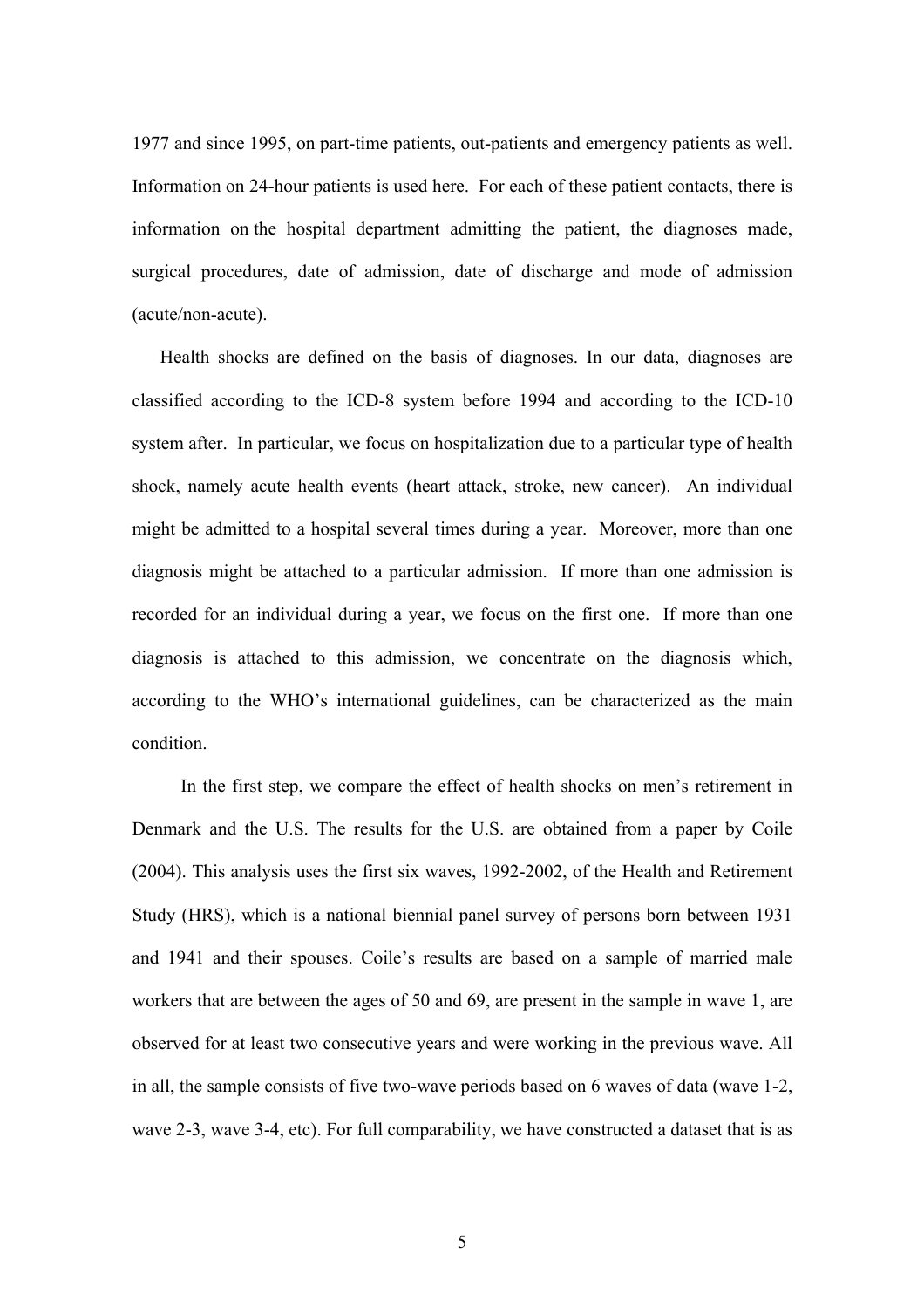1977 and since 1995, on part-time patients, out-patients and emergency patients as well. Information on 24-hour patients is used here. For each of these patient contacts, there is information on the hospital department admitting the patient, the diagnoses made, surgical procedures, date of admission, date of discharge and mode of admission (acute/non-acute).

Health shocks are defined on the basis of diagnoses. In our data, diagnoses are classified according to the ICD-8 system before 1994 and according to the ICD-10 system after. In particular, we focus on hospitalization due to a particular type of health shock, namely acute health events (heart attack, stroke, new cancer). An individual might be admitted to a hospital several times during a year. Moreover, more than one diagnosis might be attached to a particular admission. If more than one admission is recorded for an individual during a year, we focus on the first one. If more than one diagnosis is attached to this admission, we concentrate on the diagnosis which, according to the WHO's international guidelines, can be characterized as the main condition.

In the first step, we compare the effect of health shocks on men's retirement in Denmark and the U.S. The results for the U.S. are obtained from a paper by Coile (2004). This analysis uses the first six waves, 1992-2002, of the Health and Retirement Study (HRS), which is a national biennial panel survey of persons born between 1931 and 1941 and their spouses. Coile's results are based on a sample of married male workers that are between the ages of 50 and 69, are present in the sample in wave 1, are observed for at least two consecutive years and were working in the previous wave. All in all, the sample consists of five two-wave periods based on 6 waves of data (wave 1-2, wave 2-3, wave 3-4, etc). For full comparability, we have constructed a dataset that is as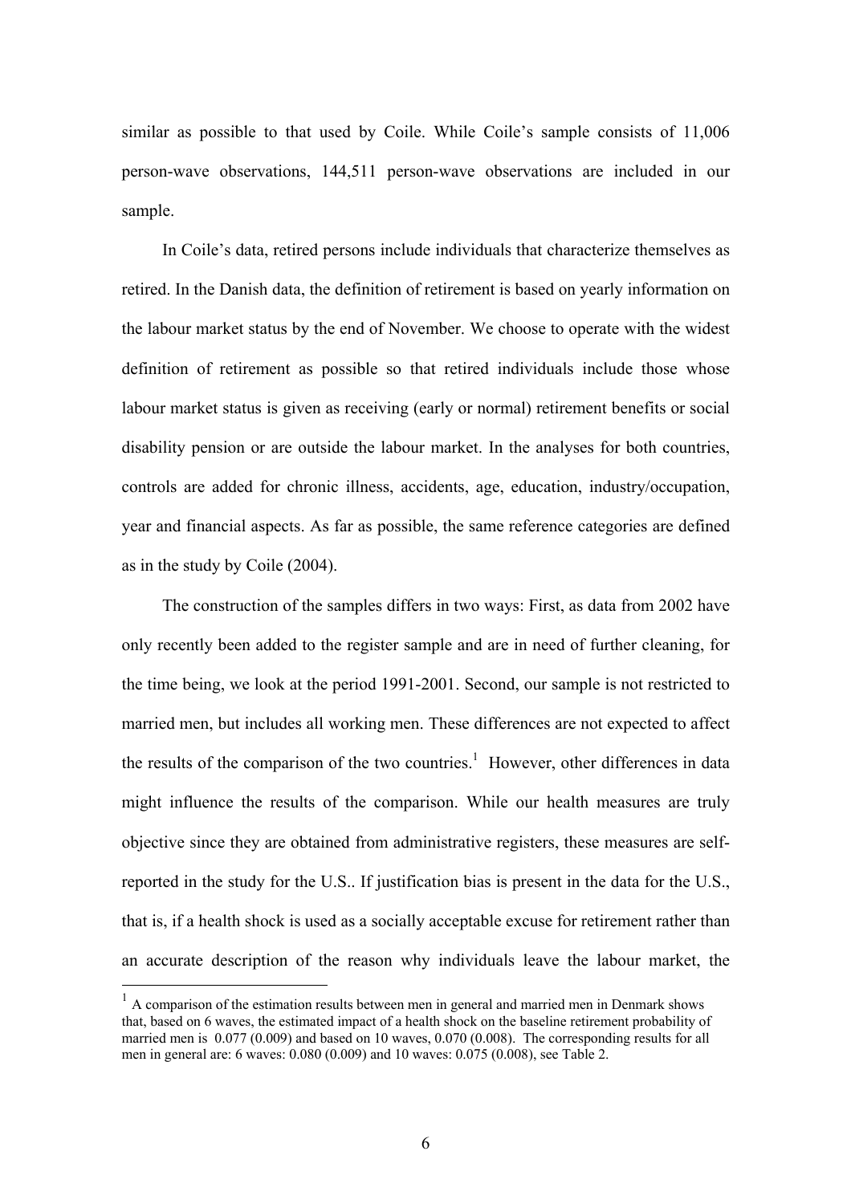similar as possible to that used by Coile. While Coile's sample consists of 11,006 person-wave observations, 144,511 person-wave observations are included in our sample.

In Coile's data, retired persons include individuals that characterize themselves as retired. In the Danish data, the definition of retirement is based on yearly information on the labour market status by the end of November. We choose to operate with the widest definition of retirement as possible so that retired individuals include those whose labour market status is given as receiving (early or normal) retirement benefits or social disability pension or are outside the labour market. In the analyses for both countries, controls are added for chronic illness, accidents, age, education, industry/occupation, year and financial aspects. As far as possible, the same reference categories are defined as in the study by Coile (2004).

The construction of the samples differs in two ways: First, as data from 2002 have only recently been added to the register sample and are in need of further cleaning, for the time being, we look at the period 1991-2001. Second, our sample is not restricted to married men, but includes all working men. These differences are not expected to affect the results of the comparison of the two countries.[1] However, other differences in data might influence the results of the comparison. While our health measures are truly objective since they are obtained from administrative registers, these measures are self-reported in the study for the U.S.. If justification bias is present in the data for the U.S., that is, if a health shock is used as a socially acceptable excuse for retirement rather than an accurate description of the reason why individuals leave the labour market, the

[1] A comparison of the estimation results between men in general and married men in Denmark shows that, based on 6 waves, the estimated impact of a health shock on the baseline retirement probability of married men is 0.077 (0.009) and based on 10 waves, 0.070 (0.008). The corresponding results for all men in general are: 6 waves: 0.080 (0.009) and 10 waves: 0.075 (0.008), see Table 2.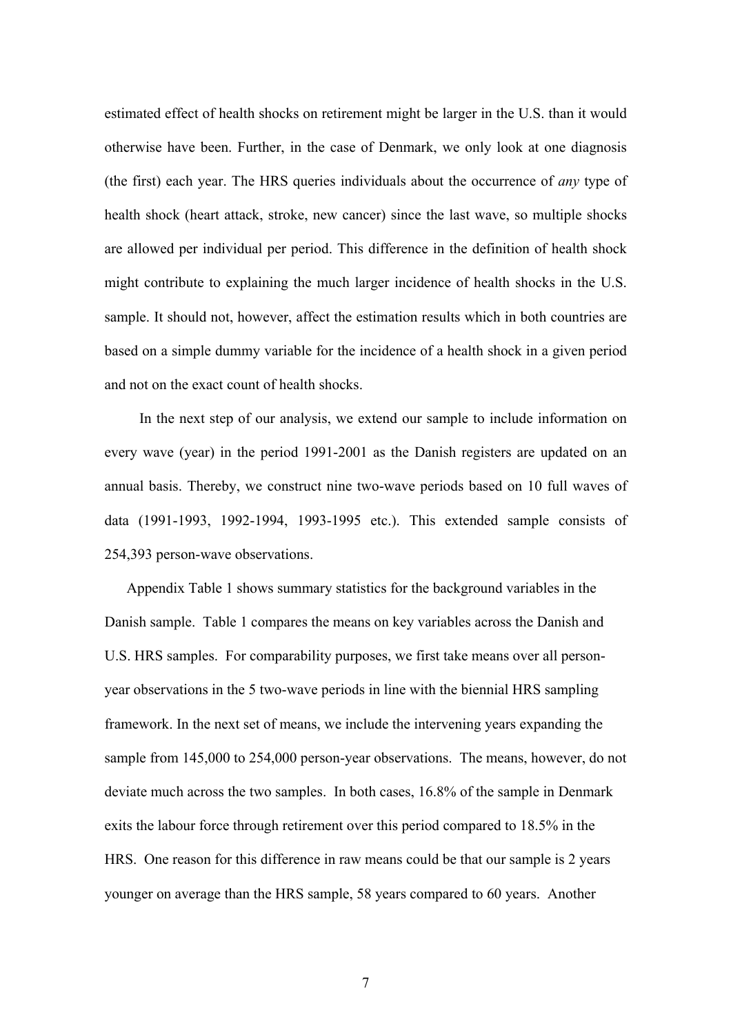estimated effect of health shocks on retirement might be larger in the U.S. than it would otherwise have been. Further, in the case of Denmark, we only look at one diagnosis (the first) each year. The HRS queries individuals about the occurrence of *any* type of health shock (heart attack, stroke, new cancer) since the last wave, so multiple shocks are allowed per individual per period. This difference in the definition of health shock might contribute to explaining the much larger incidence of health shocks in the U.S. sample. It should not, however, affect the estimation results which in both countries are based on a simple dummy variable for the incidence of a health shock in a given period and not on the exact count of health shocks.

In the next step of our analysis, we extend our sample to include information on every wave (year) in the period 1991-2001 as the Danish registers are updated on an annual basis. Thereby, we construct nine two-wave periods based on 10 full waves of data (1991-1993, 1992-1994, 1993-1995 etc.). This extended sample consists of 254,393 person-wave observations.

Appendix Table 1 shows summary statistics for the background variables in the Danish sample. Table 1 compares the means on key variables across the Danish and U.S. HRS samples. For comparability purposes, we first take means over all person-year observations in the 5 two-wave periods in line with the biennial HRS sampling framework. In the next set of means, we include the intervening years expanding the sample from 145,000 to 254,000 person-year observations. The means, however, do not deviate much across the two samples. In both cases, 16.8% of the sample in Denmark exits the labour force through retirement over this period compared to 18.5% in the HRS. One reason for this difference in raw means could be that our sample is 2 years younger on average than the HRS sample, 58 years compared to 60 years. Another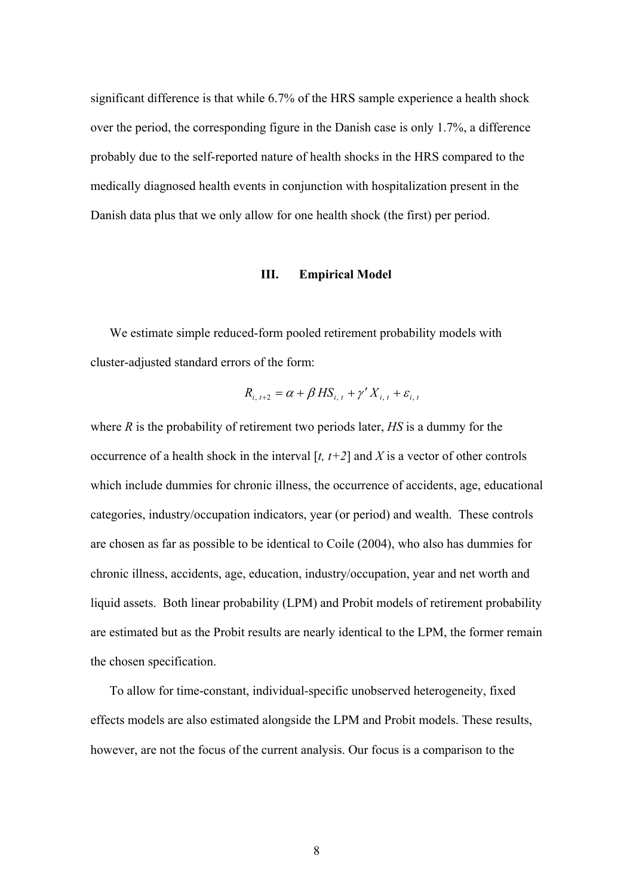significant difference is that while 6.7% of the HRS sample experience a health shock over the period, the corresponding figure in the Danish case is only 1.7%, a difference probably due to the self-reported nature of health shocks in the HRS compared to the medically diagnosed health events in conjunction with hospitalization present in the Danish data plus that we only allow for one health shock (the first) per period.

## III. Empirical Model

We estimate simple reduced-form pooled retirement probability models with cluster-adjusted standard errors of the form:

$$R_{i,\,t+2} = \alpha + \beta\, HS_{i,\,t} + \gamma' X_{i,\,t} + \varepsilon_{i,\,t}$$

where *R* is the probability of retirement two periods later, *HS* is a dummy for the occurrence of a health shock in the interval [*t, t+2*] and *X* is a vector of other controls which include dummies for chronic illness, the occurrence of accidents, age, educational categories, industry/occupation indicators, year (or period) and wealth. These controls are chosen as far as possible to be identical to Coile (2004), who also has dummies for chronic illness, accidents, age, education, industry/occupation, year and net worth and liquid assets. Both linear probability (LPM) and Probit models of retirement probability are estimated but as the Probit results are nearly identical to the LPM, the former remain the chosen specification.

To allow for time-constant, individual-specific unobserved heterogeneity, fixed effects models are also estimated alongside the LPM and Probit models. These results, however, are not the focus of the current analysis. Our focus is a comparison to the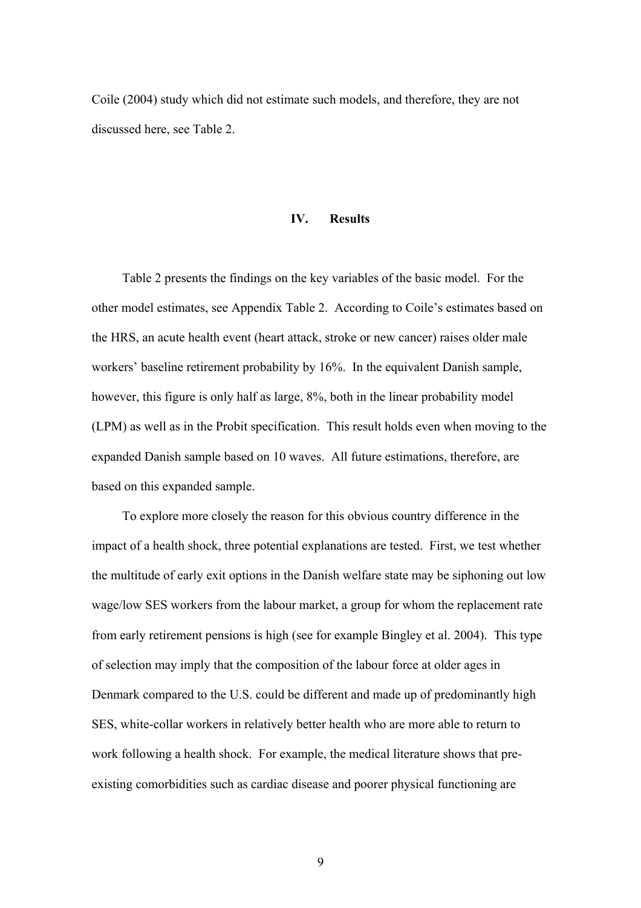Coile (2004) study which did not estimate such models, and therefore, they are not discussed here, see Table 2.

## IV. Results

Table 2 presents the findings on the key variables of the basic model. For the other model estimates, see Appendix Table 2. According to Coile's estimates based on the HRS, an acute health event (heart attack, stroke or new cancer) raises older male workers' baseline retirement probability by 16%. In the equivalent Danish sample, however, this figure is only half as large, 8%, both in the linear probability model (LPM) as well as in the Probit specification. This result holds even when moving to the expanded Danish sample based on 10 waves. All future estimations, therefore, are based on this expanded sample.

To explore more closely the reason for this obvious country difference in the impact of a health shock, three potential explanations are tested. First, we test whether the multitude of early exit options in the Danish welfare state may be siphoning out low wage/low SES workers from the labour market, a group for whom the replacement rate from early retirement pensions is high (see for example Bingley et al. 2004). This type of selection may imply that the composition of the labour force at older ages in Denmark compared to the U.S. could be different and made up of predominantly high SES, white-collar workers in relatively better health who are more able to return to work following a health shock. For example, the medical literature shows that pre-existing comorbidities such as cardiac disease and poorer physical functioning are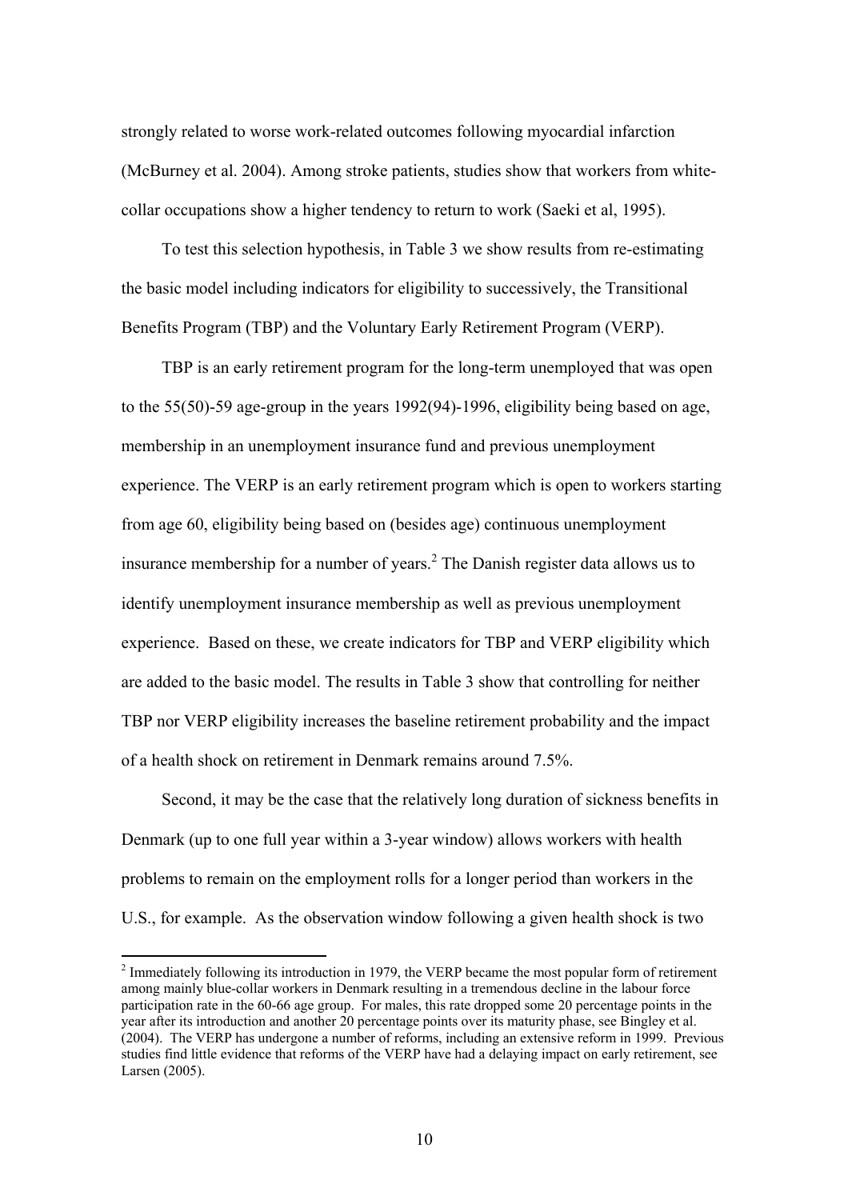strongly related to worse work-related outcomes following myocardial infarction (McBurney et al. 2004). Among stroke patients, studies show that workers from white-collar occupations show a higher tendency to return to work (Saeki et al, 1995).

To test this selection hypothesis, in Table 3 we show results from re-estimating the basic model including indicators for eligibility to successively, the Transitional Benefits Program (TBP) and the Voluntary Early Retirement Program (VERP).

TBP is an early retirement program for the long-term unemployed that was open to the 55(50)-59 age-group in the years 1992(94)-1996, eligibility being based on age, membership in an unemployment insurance fund and previous unemployment experience. The VERP is an early retirement program which is open to workers starting from age 60, eligibility being based on (besides age) continuous unemployment insurance membership for a number of years.[2] The Danish register data allows us to identify unemployment insurance membership as well as previous unemployment experience. Based on these, we create indicators for TBP and VERP eligibility which are added to the basic model. The results in Table 3 show that controlling for neither TBP nor VERP eligibility increases the baseline retirement probability and the impact of a health shock on retirement in Denmark remains around 7.5%.

Second, it may be the case that the relatively long duration of sickness benefits in Denmark (up to one full year within a 3-year window) allows workers with health problems to remain on the employment rolls for a longer period than workers in the U.S., for example. As the observation window following a given health shock is two

---

[2] Immediately following its introduction in 1979, the VERP became the most popular form of retirement among mainly blue-collar workers in Denmark resulting in a tremendous decline in the labour force participation rate in the 60-66 age group. For males, this rate dropped some 20 percentage points in the year after its introduction and another 20 percentage points over its maturity phase, see Bingley et al. (2004). The VERP has undergone a number of reforms, including an extensive reform in 1999. Previous studies find little evidence that reforms of the VERP have had a delaying impact on early retirement, see Larsen (2005).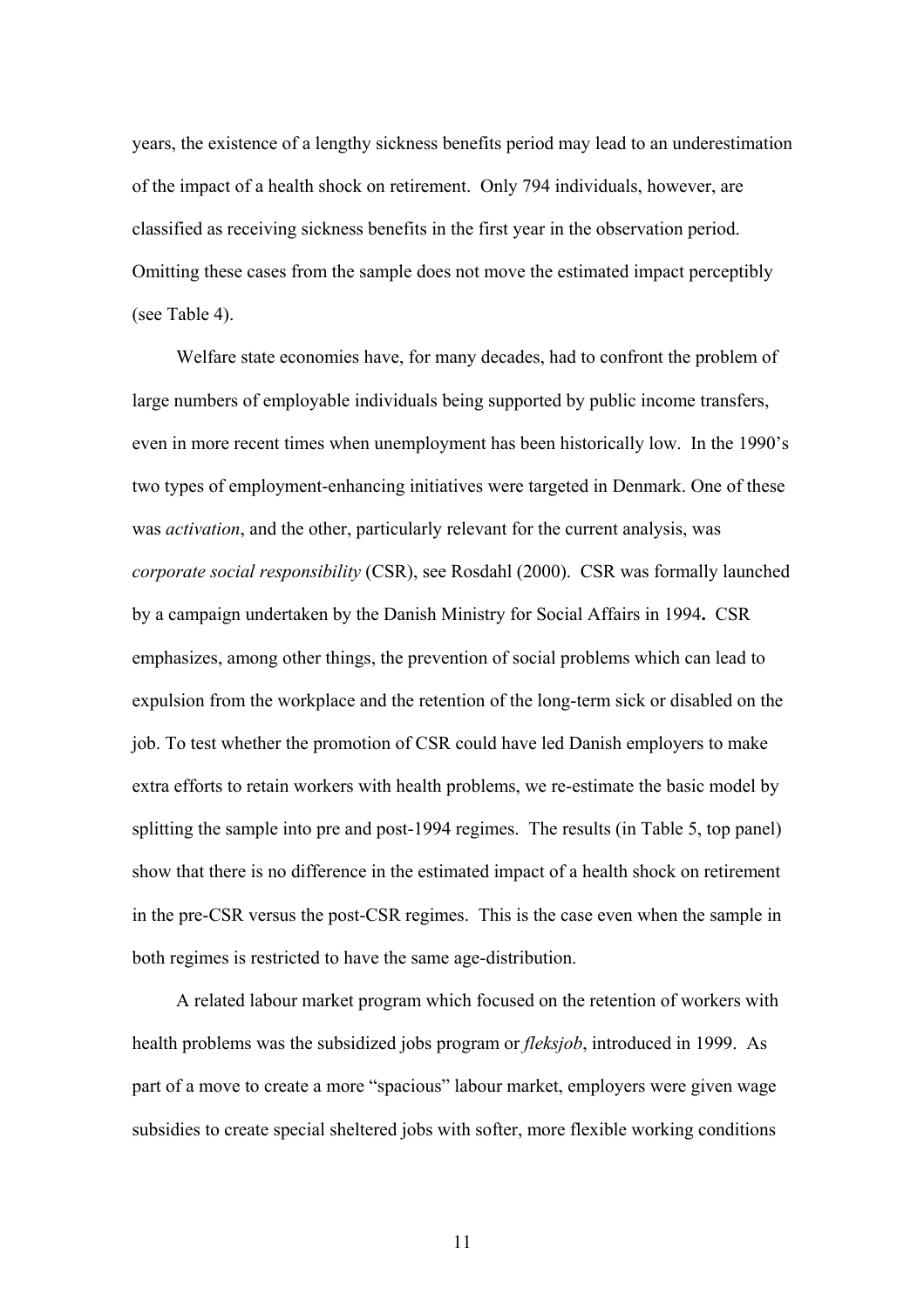years, the existence of a lengthy sickness benefits period may lead to an underestimation of the impact of a health shock on retirement. Only 794 individuals, however, are classified as receiving sickness benefits in the first year in the observation period. Omitting these cases from the sample does not move the estimated impact perceptibly (see Table 4).

Welfare state economies have, for many decades, had to confront the problem of large numbers of employable individuals being supported by public income transfers, even in more recent times when unemployment has been historically low. In the 1990's two types of employment-enhancing initiatives were targeted in Denmark. One of these was *activation*, and the other, particularly relevant for the current analysis, was *corporate social responsibility* (CSR), see Rosdahl (2000). CSR was formally launched by a campaign undertaken by the Danish Ministry for Social Affairs in 1994**.** CSR emphasizes, among other things, the prevention of social problems which can lead to expulsion from the workplace and the retention of the long-term sick or disabled on the job. To test whether the promotion of CSR could have led Danish employers to make extra efforts to retain workers with health problems, we re-estimate the basic model by splitting the sample into pre and post-1994 regimes. The results (in Table 5, top panel) show that there is no difference in the estimated impact of a health shock on retirement in the pre-CSR versus the post-CSR regimes. This is the case even when the sample in both regimes is restricted to have the same age-distribution.

A related labour market program which focused on the retention of workers with health problems was the subsidized jobs program or *fleksjob*, introduced in 1999. As part of a move to create a more "spacious" labour market, employers were given wage subsidies to create special sheltered jobs with softer, more flexible working conditions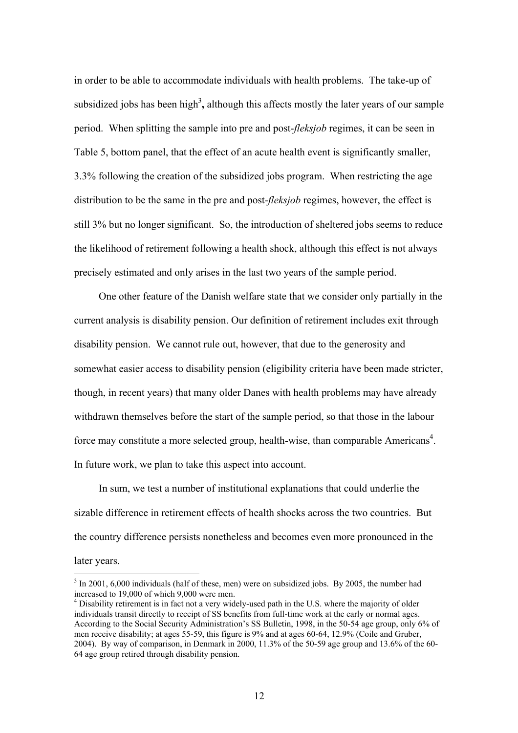in order to be able to accommodate individuals with health problems. The take-up of subsidized jobs has been high[3], although this affects mostly the later years of our sample period. When splitting the sample into pre and post-*fleksjob* regimes, it can be seen in Table 5, bottom panel, that the effect of an acute health event is significantly smaller, 3.3% following the creation of the subsidized jobs program. When restricting the age distribution to be the same in the pre and post-*fleksjob* regimes, however, the effect is still 3% but no longer significant. So, the introduction of sheltered jobs seems to reduce the likelihood of retirement following a health shock, although this effect is not always precisely estimated and only arises in the last two years of the sample period.

One other feature of the Danish welfare state that we consider only partially in the current analysis is disability pension. Our definition of retirement includes exit through disability pension. We cannot rule out, however, that due to the generosity and somewhat easier access to disability pension (eligibility criteria have been made stricter, though, in recent years) that many older Danes with health problems may have already withdrawn themselves before the start of the sample period, so that those in the labour force may constitute a more selected group, health-wise, than comparable Americans[4]. In future work, we plan to take this aspect into account.

In sum, we test a number of institutional explanations that could underlie the sizable difference in retirement effects of health shocks across the two countries. But the country difference persists nonetheless and becomes even more pronounced in the later years.

[3] In 2001, 6,000 individuals (half of these, men) were on subsidized jobs. By 2005, the number had increased to 19,000 of which 9,000 were men.

[4] Disability retirement is in fact not a very widely-used path in the U.S. where the majority of older individuals transit directly to receipt of SS benefits from full-time work at the early or normal ages. According to the Social Security Administration's SS Bulletin, 1998, in the 50-54 age group, only 6% of men receive disability; at ages 55-59, this figure is 9% and at ages 60-64, 12.9% (Coile and Gruber, 2004). By way of comparison, in Denmark in 2000, 11.3% of the 50-59 age group and 13.6% of the 60-64 age group retired through disability pension.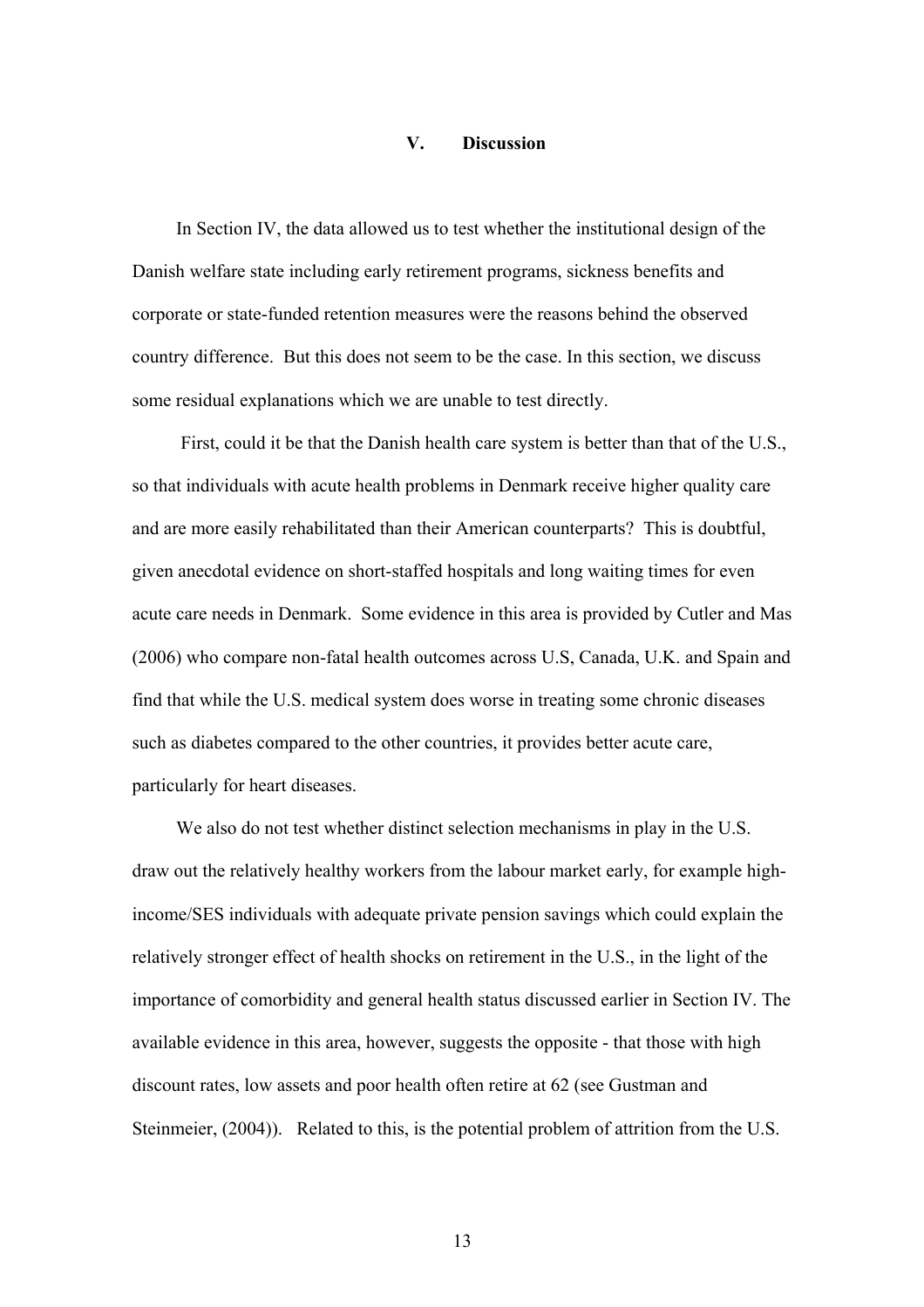## V. Discussion

In Section IV, the data allowed us to test whether the institutional design of the Danish welfare state including early retirement programs, sickness benefits and corporate or state-funded retention measures were the reasons behind the observed country difference. But this does not seem to be the case. In this section, we discuss some residual explanations which we are unable to test directly.

First, could it be that the Danish health care system is better than that of the U.S., so that individuals with acute health problems in Denmark receive higher quality care and are more easily rehabilitated than their American counterparts? This is doubtful, given anecdotal evidence on short-staffed hospitals and long waiting times for even acute care needs in Denmark. Some evidence in this area is provided by Cutler and Mas (2006) who compare non-fatal health outcomes across U.S, Canada, U.K. and Spain and find that while the U.S. medical system does worse in treating some chronic diseases such as diabetes compared to the other countries, it provides better acute care, particularly for heart diseases.

We also do not test whether distinct selection mechanisms in play in the U.S. draw out the relatively healthy workers from the labour market early, for example high-income/SES individuals with adequate private pension savings which could explain the relatively stronger effect of health shocks on retirement in the U.S., in the light of the importance of comorbidity and general health status discussed earlier in Section IV. The available evidence in this area, however, suggests the opposite - that those with high discount rates, low assets and poor health often retire at 62 (see Gustman and Steinmeier, (2004)). Related to this, is the potential problem of attrition from the U.S.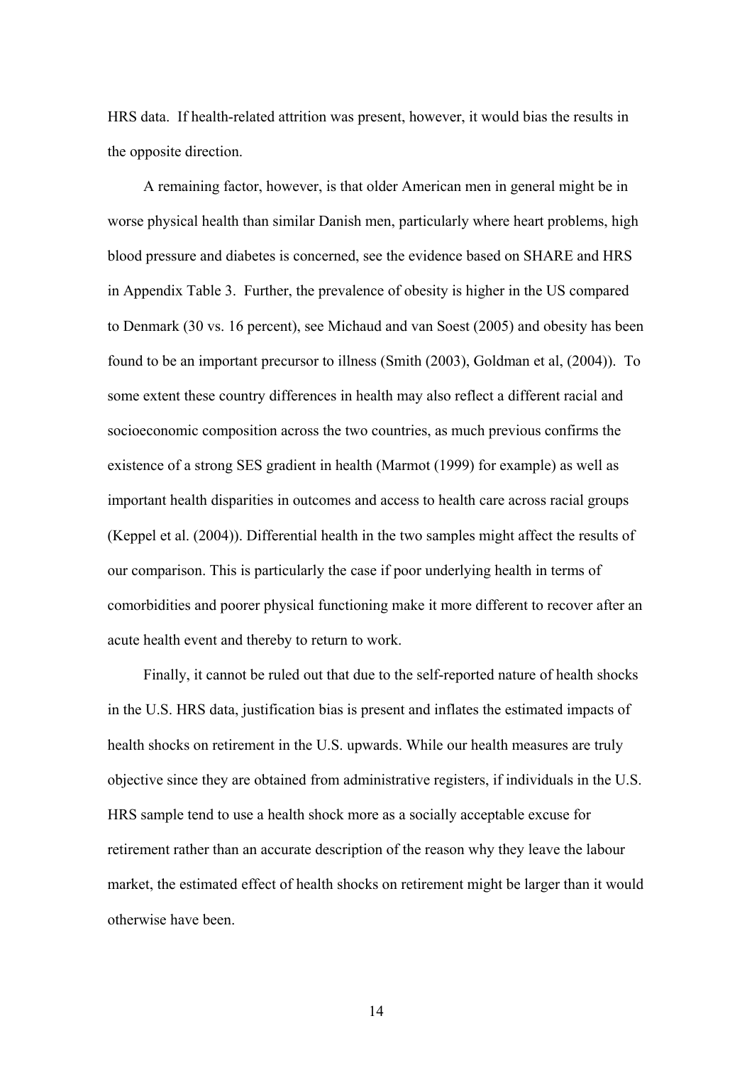HRS data. If health-related attrition was present, however, it would bias the results in the opposite direction.

A remaining factor, however, is that older American men in general might be in worse physical health than similar Danish men, particularly where heart problems, high blood pressure and diabetes is concerned, see the evidence based on SHARE and HRS in Appendix Table 3. Further, the prevalence of obesity is higher in the US compared to Denmark (30 vs. 16 percent), see Michaud and van Soest (2005) and obesity has been found to be an important precursor to illness (Smith (2003), Goldman et al, (2004)). To some extent these country differences in health may also reflect a different racial and socioeconomic composition across the two countries, as much previous confirms the existence of a strong SES gradient in health (Marmot (1999) for example) as well as important health disparities in outcomes and access to health care across racial groups (Keppel et al. (2004)). Differential health in the two samples might affect the results of our comparison. This is particularly the case if poor underlying health in terms of comorbidities and poorer physical functioning make it more different to recover after an acute health event and thereby to return to work.

Finally, it cannot be ruled out that due to the self-reported nature of health shocks in the U.S. HRS data, justification bias is present and inflates the estimated impacts of health shocks on retirement in the U.S. upwards. While our health measures are truly objective since they are obtained from administrative registers, if individuals in the U.S. HRS sample tend to use a health shock more as a socially acceptable excuse for retirement rather than an accurate description of the reason why they leave the labour market, the estimated effect of health shocks on retirement might be larger than it would otherwise have been.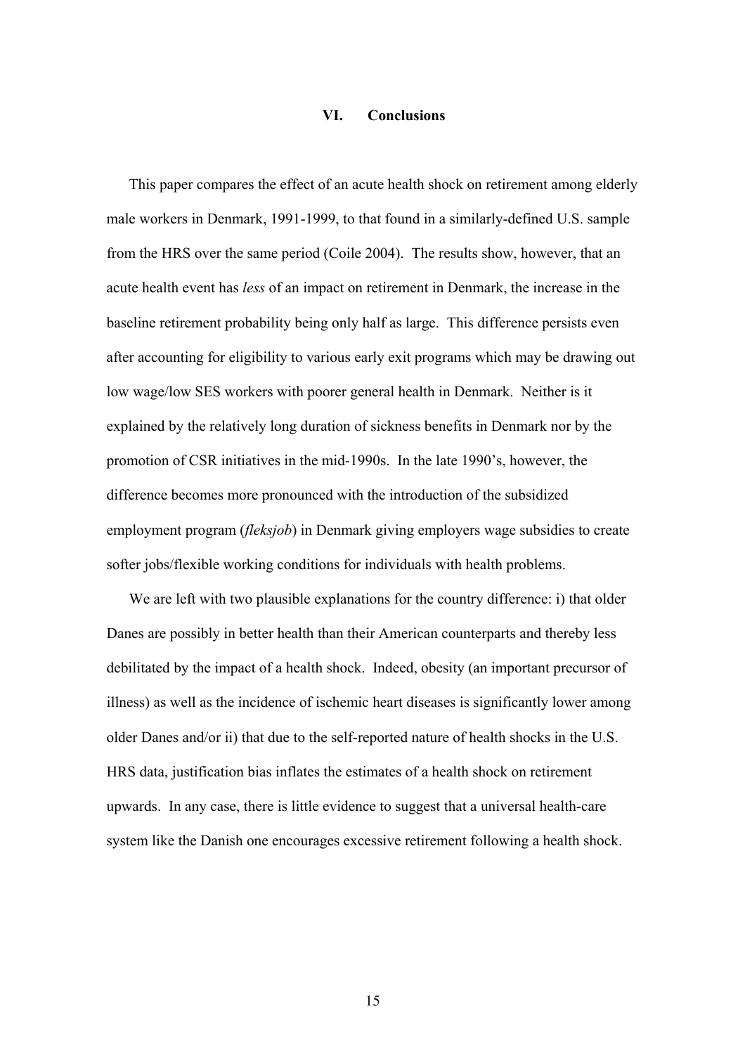## VI. Conclusions

This paper compares the effect of an acute health shock on retirement among elderly male workers in Denmark, 1991-1999, to that found in a similarly-defined U.S. sample from the HRS over the same period (Coile 2004). The results show, however, that an acute health event has *less* of an impact on retirement in Denmark, the increase in the baseline retirement probability being only half as large. This difference persists even after accounting for eligibility to various early exit programs which may be drawing out low wage/low SES workers with poorer general health in Denmark. Neither is it explained by the relatively long duration of sickness benefits in Denmark nor by the promotion of CSR initiatives in the mid-1990s. In the late 1990's, however, the difference becomes more pronounced with the introduction of the subsidized employment program (*fleksjob*) in Denmark giving employers wage subsidies to create softer jobs/flexible working conditions for individuals with health problems.

We are left with two plausible explanations for the country difference: i) that older Danes are possibly in better health than their American counterparts and thereby less debilitated by the impact of a health shock. Indeed, obesity (an important precursor of illness) as well as the incidence of ischemic heart diseases is significantly lower among older Danes and/or ii) that due to the self-reported nature of health shocks in the U.S. HRS data, justification bias inflates the estimates of a health shock on retirement upwards. In any case, there is little evidence to suggest that a universal health-care system like the Danish one encourages excessive retirement following a health shock.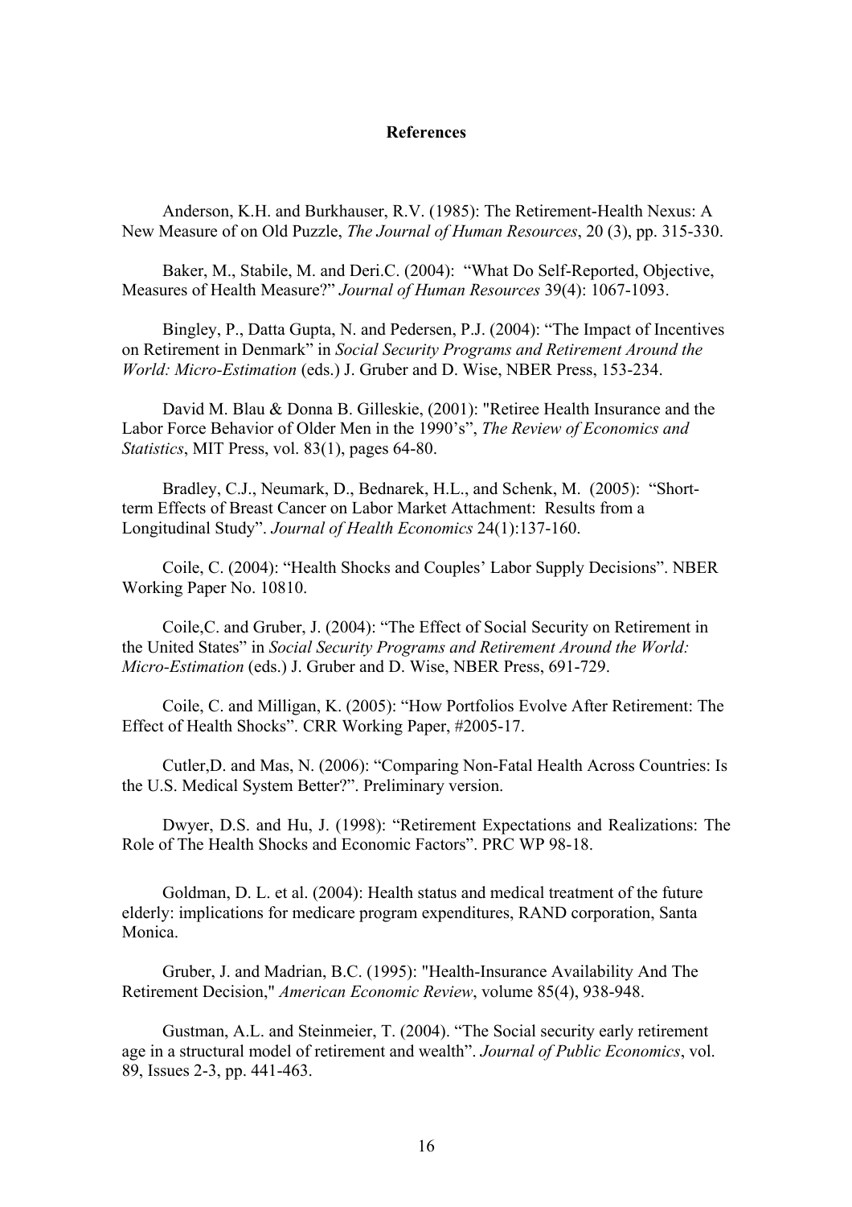**References**

Anderson, K.H. and Burkhauser, R.V. (1985): The Retirement-Health Nexus: A New Measure of on Old Puzzle, *The Journal of Human Resources*, 20 (3), pp. 315-330.

Baker, M., Stabile, M. and Deri.C. (2004): "What Do Self-Reported, Objective, Measures of Health Measure?" *Journal of Human Resources* 39(4): 1067-1093.

Bingley, P., Datta Gupta, N. and Pedersen, P.J. (2004): "The Impact of Incentives on Retirement in Denmark" in *Social Security Programs and Retirement Around the World: Micro-Estimation* (eds.) J. Gruber and D. Wise, NBER Press, 153-234.

David M. Blau & Donna B. Gilleskie, (2001): "Retiree Health Insurance and the Labor Force Behavior of Older Men in the 1990's", *The Review of Economics and Statistics*, MIT Press, vol. 83(1), pages 64-80.

Bradley, C.J., Neumark, D., Bednarek, H.L., and Schenk, M. (2005): "Short-term Effects of Breast Cancer on Labor Market Attachment: Results from a Longitudinal Study". *Journal of Health Economics* 24(1):137-160.

Coile, C. (2004): "Health Shocks and Couples' Labor Supply Decisions". NBER Working Paper No. 10810.

Coile,C. and Gruber, J. (2004): "The Effect of Social Security on Retirement in the United States" in *Social Security Programs and Retirement Around the World: Micro-Estimation* (eds.) J. Gruber and D. Wise, NBER Press, 691-729.

Coile, C. and Milligan, K. (2005): "How Portfolios Evolve After Retirement: The Effect of Health Shocks". CRR Working Paper, #2005-17.

Cutler,D. and Mas, N. (2006): "Comparing Non-Fatal Health Across Countries: Is the U.S. Medical System Better?". Preliminary version.

Dwyer, D.S. and Hu, J. (1998): "Retirement Expectations and Realizations: The Role of The Health Shocks and Economic Factors". PRC WP 98-18.

Goldman, D. L. et al. (2004): Health status and medical treatment of the future elderly: implications for medicare program expenditures, RAND corporation, Santa Monica.

Gruber, J. and Madrian, B.C. (1995): "Health-Insurance Availability And The Retirement Decision," *American Economic Review*, volume 85(4), 938-948.

Gustman, A.L. and Steinmeier, T. (2004). "The Social security early retirement age in a structural model of retirement and wealth". *Journal of Public Economics*, vol. 89, Issues 2-3, pp. 441-463.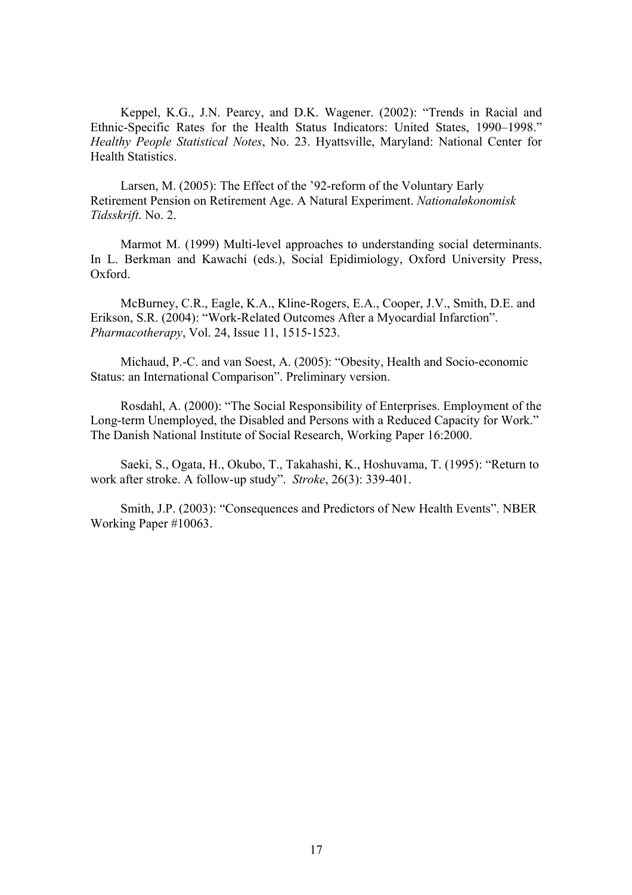Keppel, K.G., J.N. Pearcy, and D.K. Wagener. (2002): "Trends in Racial and Ethnic-Specific Rates for the Health Status Indicators: United States, 1990–1998." *Healthy People Statistical Notes*, No. 23. Hyattsville, Maryland: National Center for Health Statistics.

Larsen, M. (2005): The Effect of the '92-reform of the Voluntary Early Retirement Pension on Retirement Age. A Natural Experiment. *Nationaløkonomisk Tidsskrift*. No. 2.

Marmot M. (1999) Multi-level approaches to understanding social determinants. In L. Berkman and Kawachi (eds.), Social Epidimiology, Oxford University Press, Oxford.

McBurney, C.R., Eagle, K.A., Kline-Rogers, E.A., Cooper, J.V., Smith, D.E. and Erikson, S.R. (2004): "Work-Related Outcomes After a Myocardial Infarction". *Pharmacotherapy*, Vol. 24, Issue 11, 1515-1523.

Michaud, P.-C. and van Soest, A. (2005): "Obesity, Health and Socio-economic Status: an International Comparison". Preliminary version.

Rosdahl, A. (2000): "The Social Responsibility of Enterprises. Employment of the Long-term Unemployed, the Disabled and Persons with a Reduced Capacity for Work." The Danish National Institute of Social Research, Working Paper 16:2000.

Saeki, S., Ogata, H., Okubo, T., Takahashi, K., Hoshuvama, T. (1995): "Return to work after stroke. A follow-up study". *Stroke*, 26(3): 339-401.

Smith, J.P. (2003): "Consequences and Predictors of New Health Events". NBER Working Paper #10063.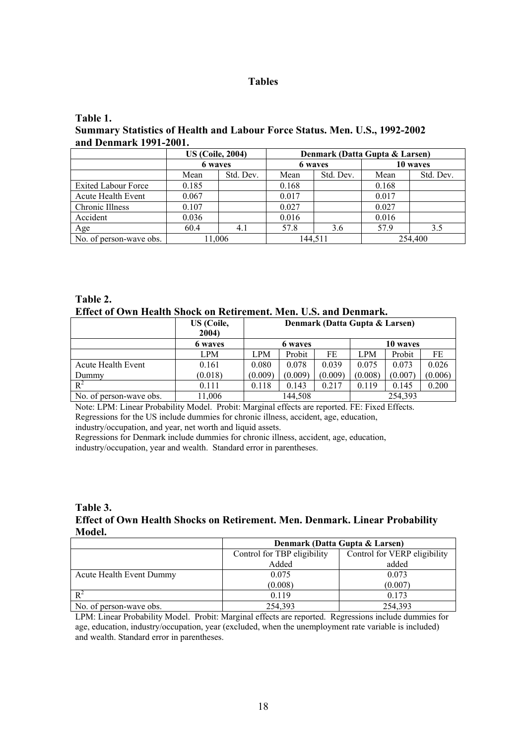# Tables

**Table 1.**
**Summary Statistics of Health and Labour Force Status. Men. U.S., 1992-2002 and Denmark 1991-2001.**

| | US (Coile, 2004) | | Denmark (Datta Gupta & Larsen) | | | |
|---|---|---|---|---|---|---|
| | 6 waves | | 6 waves | | 10 waves | |
| | Mean | Std. Dev. | Mean | Std. Dev. | Mean | Std. Dev. |
| Exited Labour Force | 0.185 | | 0.168 | | 0.168 | |
| Acute Health Event | 0.067 | | 0.017 | | 0.017 | |
| Chronic Illness | 0.107 | | 0.027 | | 0.027 | |
| Accident | 0.036 | | 0.016 | | 0.016 | |
| Age | 60.4 | 4.1 | 57.8 | 3.6 | 57.9 | 3.5 |
| No. of person-wave obs. | 11,006 | | 144,511 | | 254,400 | |

**Table 2.**
**Effect of Own Health Shock on Retirement. Men. U.S. and Denmark.**

| | US (Coile, 2004) | Denmark (Datta Gupta & Larsen) | | | | | |
|---|---|---|---|---|---|---|---|
| | 6 waves | 6 waves | | | 10 waves | | |
| | LPM | LPM | Probit | FE | LPM | Probit | FE |
| Acute Health Event Dummy | 0.161 (0.018) | 0.080 (0.009) | 0.078 (0.009) | 0.039 (0.009) | 0.075 (0.008) | 0.073 (0.007) | 0.026 (0.006) |
| $R^2$ | 0.111 | 0.118 | 0.143 | 0.217 | 0.119 | 0.145 | 0.200 |
| No. of person-wave obs. | 11,006 | 144,508 | | | 254,393 | | |

Note: LPM: Linear Probability Model. Probit: Marginal effects are reported. FE: Fixed Effects.
Regressions for the US include dummies for chronic illness, accident, age, education, industry/occupation, and year, net worth and liquid assets.
Regressions for Denmark include dummies for chronic illness, accident, age, education, industry/occupation, year and wealth. Standard error in parentheses.

**Table 3.**
**Effect of Own Health Shocks on Retirement. Men. Denmark. Linear Probability Model.**

| | Denmark (Datta Gupta & Larsen) | |
|---|---|---|
| | Control for TBP eligibility Added | Control for VERP eligibility added |
| Acute Health Event Dummy | 0.075 (0.008) | 0.073 (0.007) |
| $R^2$ | 0.119 | 0.173 |
| No. of person-wave obs. | 254,393 | 254,393 |

LPM: Linear Probability Model. Probit: Marginal effects are reported. Regressions include dummies for age, education, industry/occupation, year (excluded, when the unemployment rate variable is included) and wealth. Standard error in parentheses.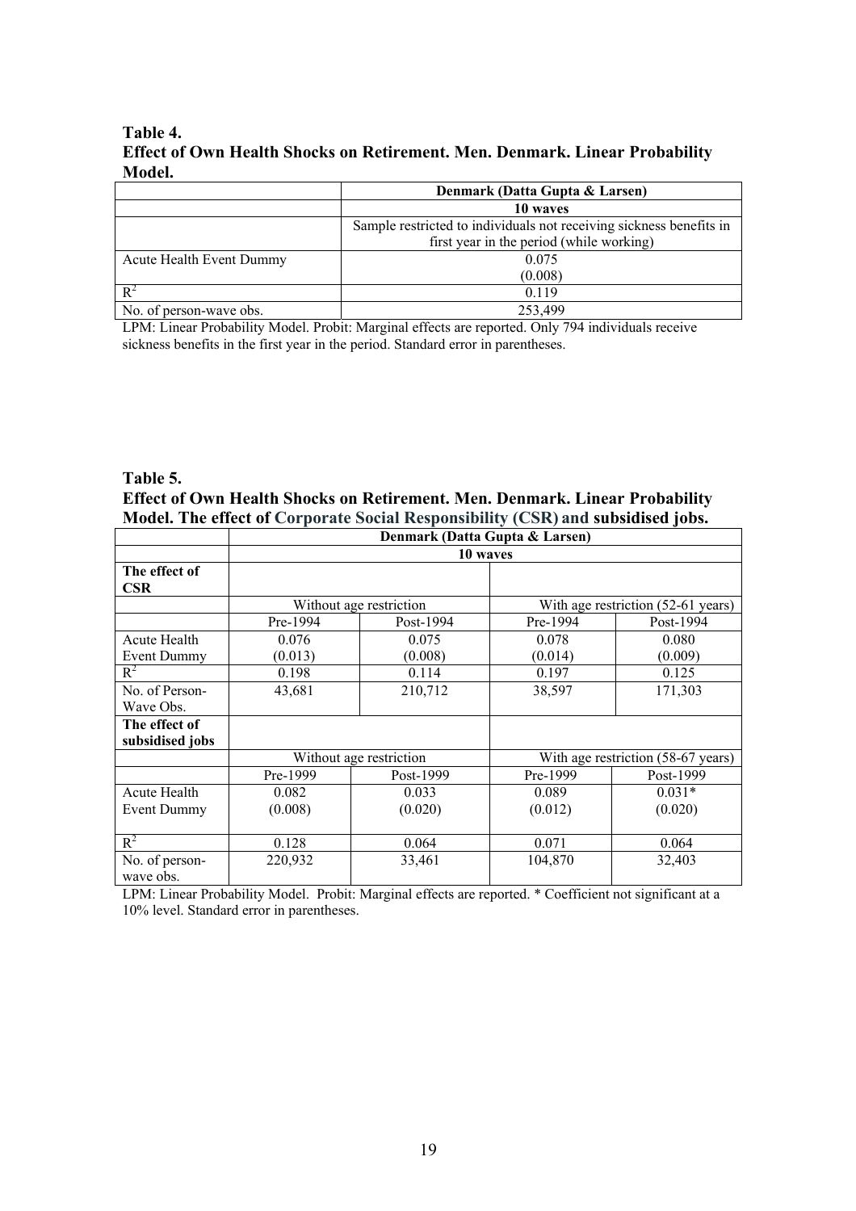**Table 4.**
**Effect of Own Health Shocks on Retirement. Men. Denmark. Linear Probability Model.**

| | Denmark (Datta Gupta & Larsen) |
|---|---|
| | 10 waves |
| | Sample restricted to individuals not receiving sickness benefits in first year in the period (while working) |
| Acute Health Event Dummy | 0.075<br>(0.008) |
| $R^2$ | 0.119 |
| No. of person-wave obs. | 253,499 |

LPM: Linear Probability Model. Probit: Marginal effects are reported. Only 794 individuals receive sickness benefits in the first year in the period. Standard error in parentheses.

**Table 5.**
**Effect of Own Health Shocks on Retirement. Men. Denmark. Linear Probability Model. The effect of Corporate Social Responsibility (CSR) and subsidised jobs.**

| | Denmark (Datta Gupta & Larsen) | | | |
|---|---|---|---|---|
| | 10 waves | | | |
| **The effect of CSR** | | | | |
| | Without age restriction | | With age restriction (52-61 years) | |
| | Pre-1994 | Post-1994 | Pre-1994 | Post-1994 |
| Acute Health Event Dummy | 0.076<br>(0.013) | 0.075<br>(0.008) | 0.078<br>(0.014) | 0.080<br>(0.009) |
| $R^2$ | 0.198 | 0.114 | 0.197 | 0.125 |
| No. of Person-Wave Obs. | 43,681 | 210,712 | 38,597 | 171,303 |
| **The effect of subsidised jobs** | | | | |
| | Without age restriction | | With age restriction (58-67 years) | |
| | Pre-1999 | Post-1999 | Pre-1999 | Post-1999 |
| Acute Health Event Dummy | 0.082<br>(0.008) | 0.033<br>(0.020) | 0.089<br>(0.012) | 0.031*<br>(0.020) |
| $R^2$ | 0.128 | 0.064 | 0.071 | 0.064 |
| No. of person-wave obs. | 220,932 | 33,461 | 104,870 | 32,403 |

LPM: Linear Probability Model. Probit: Marginal effects are reported. * Coefficient not significant at a 10% level. Standard error in parentheses.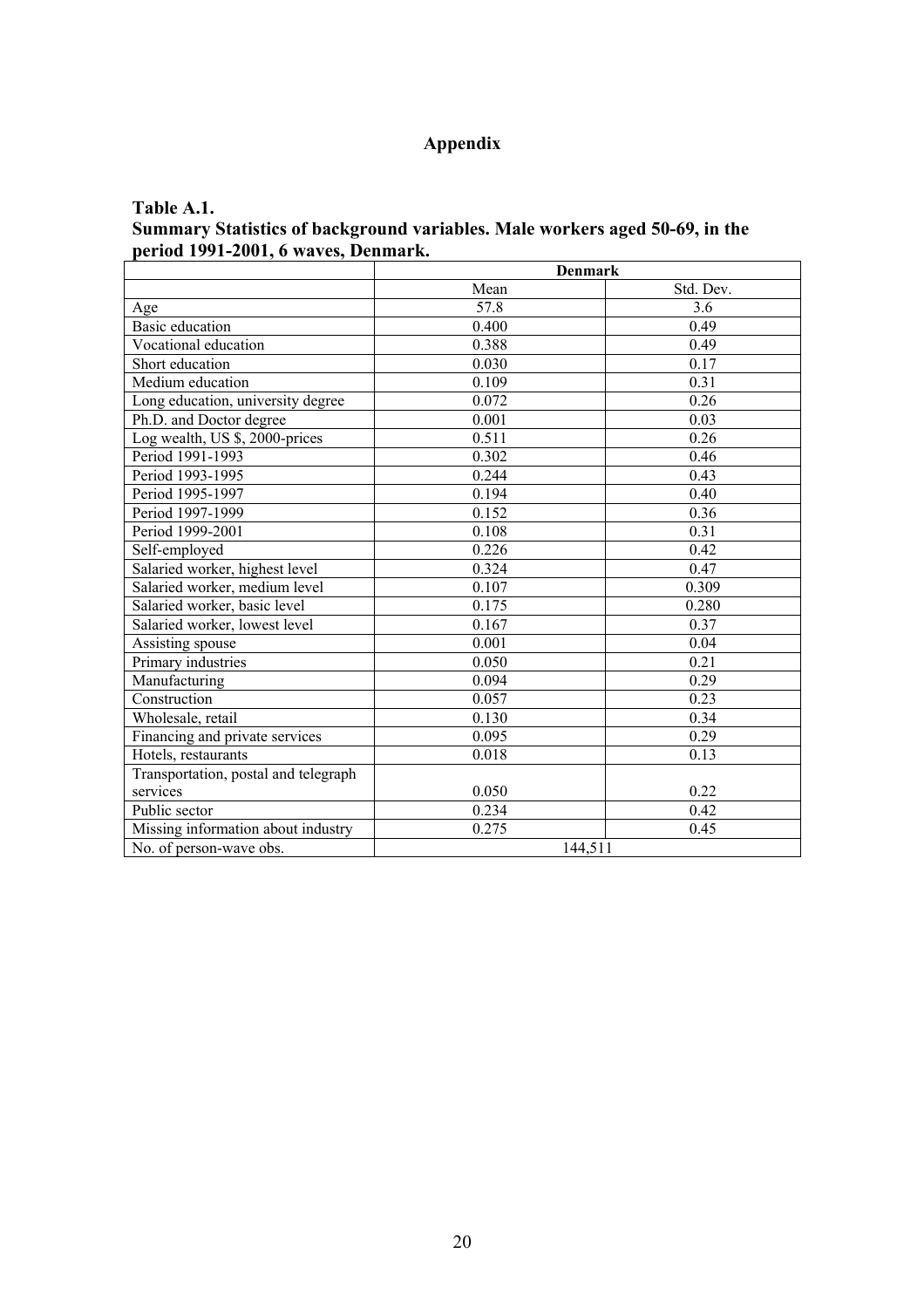# Appendix

**Table A.1.**
**Summary Statistics of background variables. Male workers aged 50-69, in the period 1991-2001, 6 waves, Denmark.**

| | Denmark | |
|---|---|---|
| | Mean | Std. Dev. |
| Age | 57.8 | 3.6 |
| Basic education | 0.400 | 0.49 |
| Vocational education | 0.388 | 0.49 |
| Short education | 0.030 | 0.17 |
| Medium education | 0.109 | 0.31 |
| Long education, university degree | 0.072 | 0.26 |
| Ph.D. and Doctor degree | 0.001 | 0.03 |
| Log wealth, US $, 2000-prices | 0.511 | 0.26 |
| Period 1991-1993 | 0.302 | 0.46 |
| Period 1993-1995 | 0.244 | 0.43 |
| Period 1995-1997 | 0.194 | 0.40 |
| Period 1997-1999 | 0.152 | 0.36 |
| Period 1999-2001 | 0.108 | 0.31 |
| Self-employed | 0.226 | 0.42 |
| Salaried worker, highest level | 0.324 | 0.47 |
| Salaried worker, medium level | 0.107 | 0.309 |
| Salaried worker, basic level | 0.175 | 0.280 |
| Salaried worker, lowest level | 0.167 | 0.37 |
| Assisting spouse | 0.001 | 0.04 |
| Primary industries | 0.050 | 0.21 |
| Manufacturing | 0.094 | 0.29 |
| Construction | 0.057 | 0.23 |
| Wholesale, retail | 0.130 | 0.34 |
| Financing and private services | 0.095 | 0.29 |
| Hotels, restaurants | 0.018 | 0.13 |
| Transportation, postal and telegraph services | 0.050 | 0.22 |
| Public sector | 0.234 | 0.42 |
| Missing information about industry | 0.275 | 0.45 |
| No. of person-wave obs. | 144,511 | |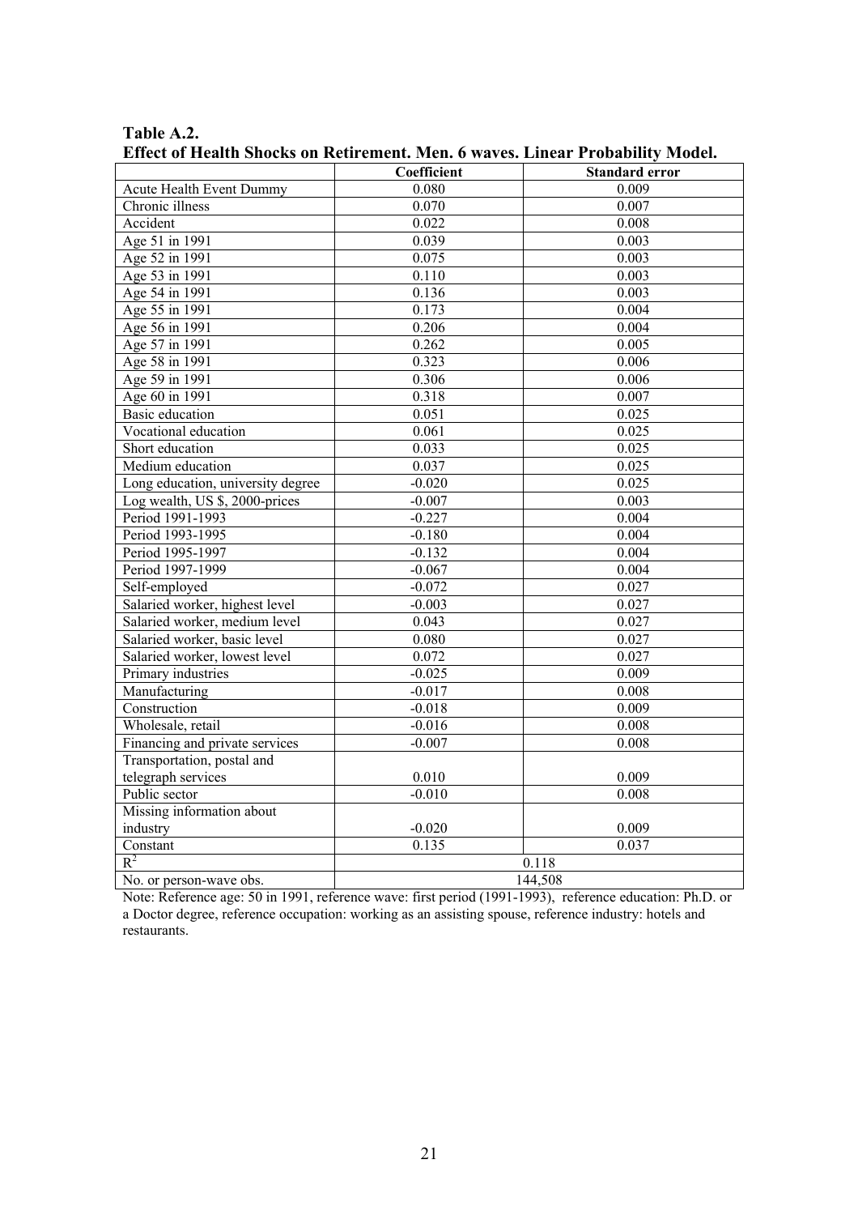**Table A.2.**
**Effect of Health Shocks on Retirement. Men. 6 waves. Linear Probability Model.**

| | Coefficient | Standard error |
|---|---|---|
| Acute Health Event Dummy | 0.080 | 0.009 |
| Chronic illness | 0.070 | 0.007 |
| Accident | 0.022 | 0.008 |
| Age 51 in 1991 | 0.039 | 0.003 |
| Age 52 in 1991 | 0.075 | 0.003 |
| Age 53 in 1991 | 0.110 | 0.003 |
| Age 54 in 1991 | 0.136 | 0.003 |
| Age 55 in 1991 | 0.173 | 0.004 |
| Age 56 in 1991 | 0.206 | 0.004 |
| Age 57 in 1991 | 0.262 | 0.005 |
| Age 58 in 1991 | 0.323 | 0.006 |
| Age 59 in 1991 | 0.306 | 0.006 |
| Age 60 in 1991 | 0.318 | 0.007 |
| Basic education | 0.051 | 0.025 |
| Vocational education | 0.061 | 0.025 |
| Short education | 0.033 | 0.025 |
| Medium education | 0.037 | 0.025 |
| Long education, university degree | -0.020 | 0.025 |
| Log wealth, US $, 2000-prices | -0.007 | 0.003 |
| Period 1991-1993 | -0.227 | 0.004 |
| Period 1993-1995 | -0.180 | 0.004 |
| Period 1995-1997 | -0.132 | 0.004 |
| Period 1997-1999 | -0.067 | 0.004 |
| Self-employed | -0.072 | 0.027 |
| Salaried worker, highest level | -0.003 | 0.027 |
| Salaried worker, medium level | 0.043 | 0.027 |
| Salaried worker, basic level | 0.080 | 0.027 |
| Salaried worker, lowest level | 0.072 | 0.027 |
| Primary industries | -0.025 | 0.009 |
| Manufacturing | -0.017 | 0.008 |
| Construction | -0.018 | 0.009 |
| Wholesale, retail | -0.016 | 0.008 |
| Financing and private services | -0.007 | 0.008 |
| Transportation, postal and telegraph services | 0.010 | 0.009 |
| Public sector | -0.010 | 0.008 |
| Missing information about industry | -0.020 | 0.009 |
| Constant | 0.135 | 0.037 |
| $R^2$ | 0.118 | |
| No. or person-wave obs. | 144,508 | |

Note: Reference age: 50 in 1991, reference wave: first period (1991-1993), reference education: Ph.D. or a Doctor degree, reference occupation: working as an assisting spouse, reference industry: hotels and restaurants.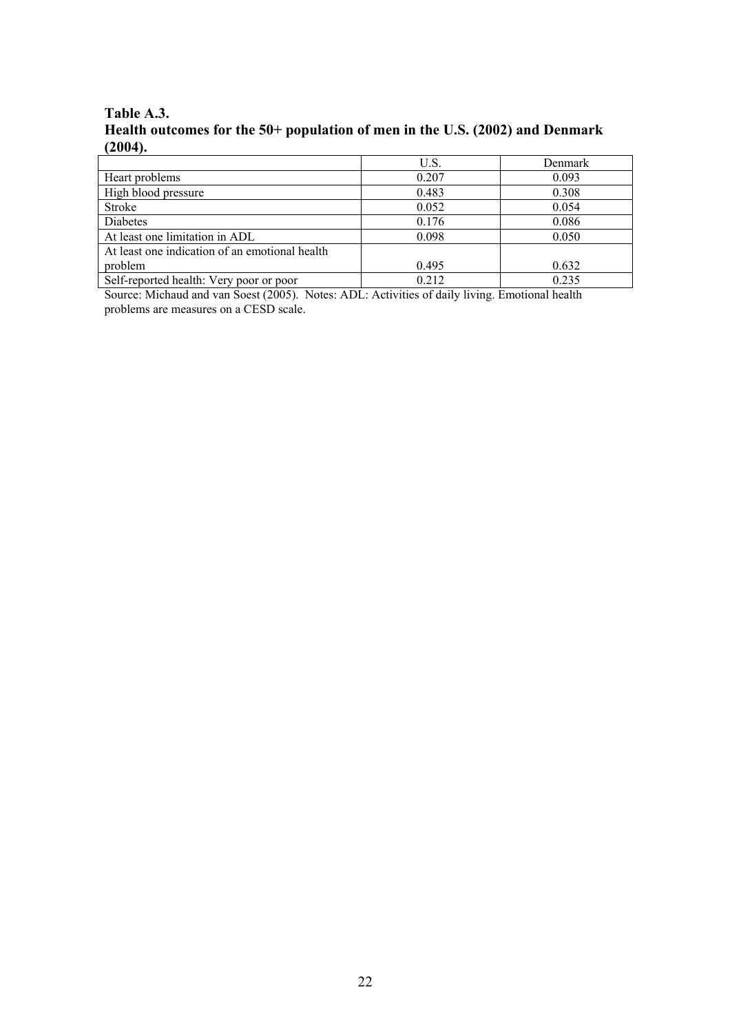**Table A.3.**
**Health outcomes for the 50+ population of men in the U.S. (2002) and Denmark (2004).**

| | U.S. | Denmark |
|---|---|---|
| Heart problems | 0.207 | 0.093 |
| High blood pressure | 0.483 | 0.308 |
| Stroke | 0.052 | 0.054 |
| Diabetes | 0.176 | 0.086 |
| At least one limitation in ADL | 0.098 | 0.050 |
| At least one indication of an emotional health problem | 0.495 | 0.632 |
| Self-reported health: Very poor or poor | 0.212 | 0.235 |

Source: Michaud and van Soest (2005). Notes: ADL: Activities of daily living. Emotional health problems are measures on a CESD scale.